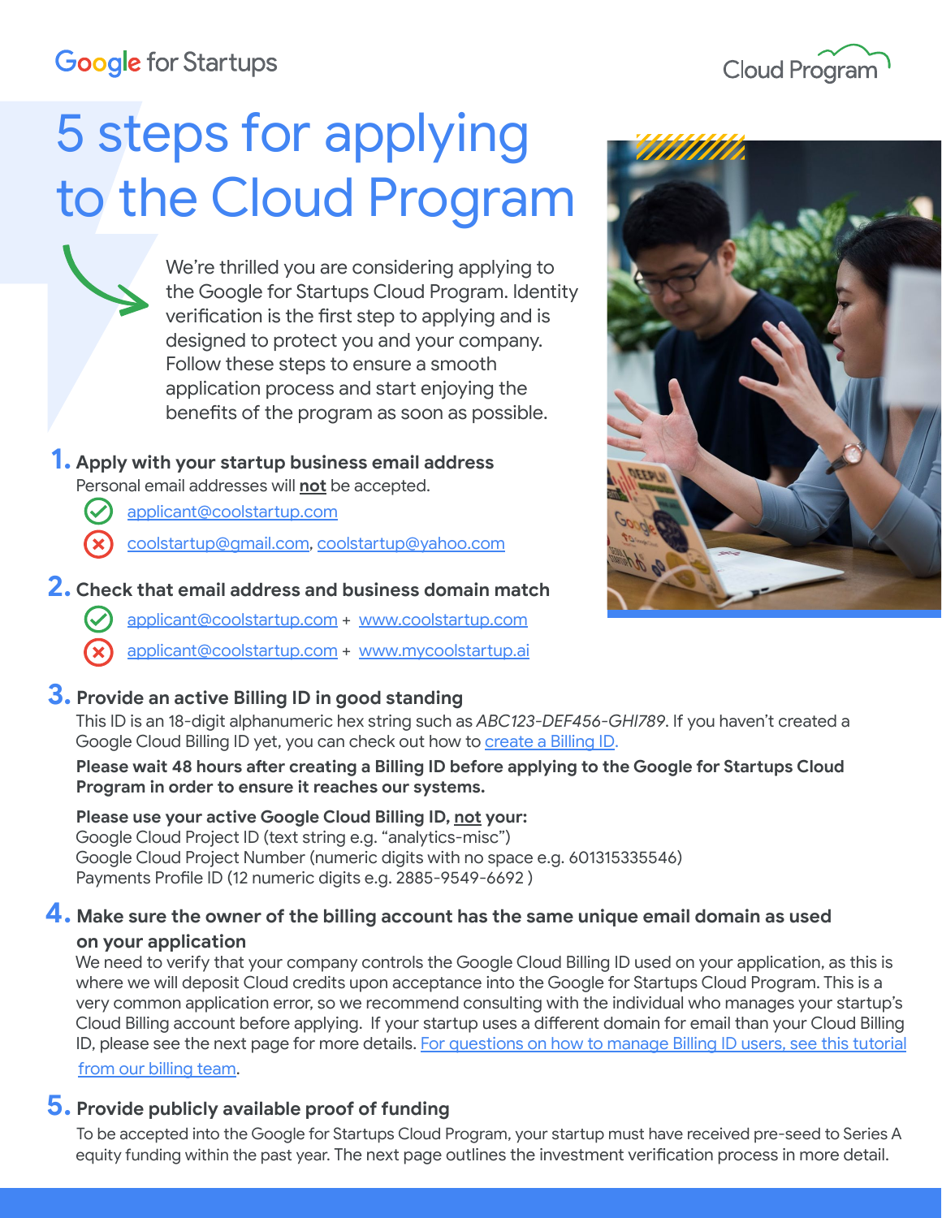Google for Startups

Cloud Program

# 5 steps for applying to the Cloud Program

We're thrilled you are considering applying to the Google for Startups Cloud Program. Identity verification is the first step to applying and is designed to protect you and your company. Follow these steps to ensure a smooth application process and start enjoying the benefits of the program as soon as possible.

## 1. Apply with your startup business email address

Personal email addresses will **not** be accepted.

- ✅ applicant@coolstartup.com
- ❌ coolstartup@gmail.com, coolstartup@yahoo.com

## 2. Check that email address and business domain match

- ✅ applicant@coolstartup.com + www.coolstartup.com
- ❌ applicant@coolstartup.com + www.mycoolstartup.ai

## 3. Provide an active Billing ID in good standing

This ID is an 18-digit alphanumeric hex string such as *ABC123-DEF456-GHI789*. If you haven't created a Google Cloud Billing ID yet, you can check out how to create a Billing ID.

**Please wait 48 hours after creating a Billing ID before applying to the Google for Startups Cloud Program in order to ensure it reaches our systems.**

**Please use your active Google Cloud Billing ID, not your:**
Google Cloud Project ID (text string e.g. "analytics-misc")
Google Cloud Project Number (numeric digits with no space e.g. 601315335546)
Payments Profile ID (12 numeric digits e.g. 2885-9549-6692 )

## 4. Make sure the owner of the billing account has the same unique email domain as used on your application

We need to verify that your company controls the Google Cloud Billing ID used on your application, as this is where we will deposit Cloud credits upon acceptance into the Google for Startups Cloud Program. This is a very common application error, so we recommend consulting with the individual who manages your startup's Cloud Billing account before applying. If your startup uses a different domain for email than your Cloud Billing ID, please see the next page for more details. For questions on how to manage Billing ID users, see this tutorial from our billing team.

## 5. Provide publicly available proof of funding

To be accepted into the Google for Startups Cloud Program, your startup must have received pre-seed to Series A equity funding within the past year. The next page outlines the investment verification process in more detail.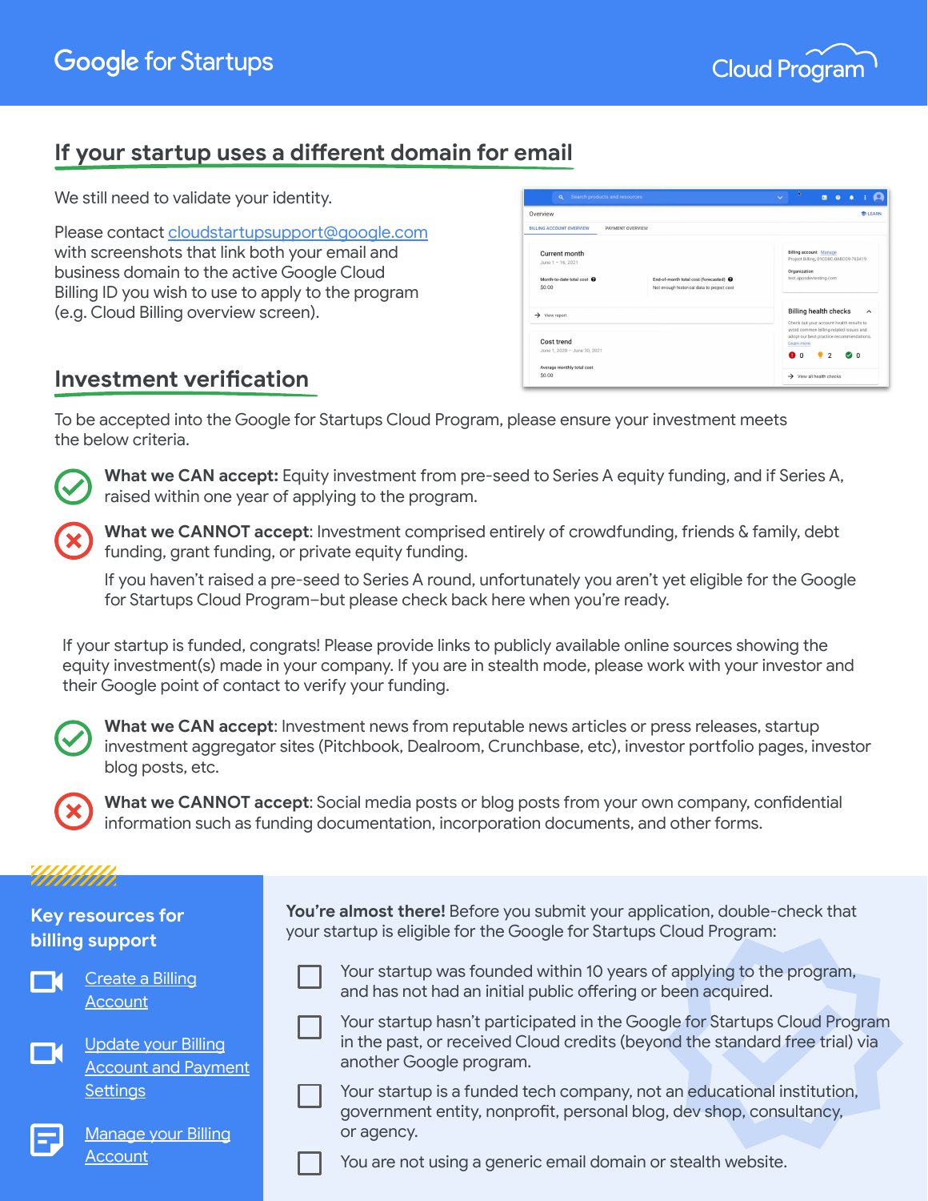Google for Startups

Cloud Program

## If your startup uses a different domain for email

We still need to validate your identity.

Please contact cloudstartupsupport@google.com with screenshots that link both your email and business domain to the active Google Cloud Billing ID you wish to use to apply to the program (e.g. Cloud Billing overview screen).

## Investment verification

To be accepted into the Google for Startups Cloud Program, please ensure your investment meets the below criteria.

- **What we CAN accept:** Equity investment from pre-seed to Series A equity funding, and if Series A, raised within one year of applying to the program.
- **What we CANNOT accept**: Investment comprised entirely of crowdfunding, friends & family, debt funding, grant funding, or private equity funding.

  If you haven't raised a pre-seed to Series A round, unfortunately you aren't yet eligible for the Google for Startups Cloud Program–but please check back here when you're ready.

If your startup is funded, congrats! Please provide links to publicly available online sources showing the equity investment(s) made in your company. If you are in stealth mode, please work with your investor and their Google point of contact to verify your funding.

- **What we CAN accept**: Investment news from reputable news articles or press releases, startup investment aggregator sites (Pitchbook, Dealroom, Crunchbase, etc), investor portfolio pages, investor blog posts, etc.
- **What we CANNOT accept**: Social media posts or blog posts from your own company, confidential information such as funding documentation, incorporation documents, and other forms.

### Key resources for billing support

- Create a Billing Account
- Update your Billing Account and Payment Settings
- Manage your Billing Account

**You're almost there!** Before you submit your application, double-check that your startup is eligible for the Google for Startups Cloud Program:

- [ ] Your startup was founded within 10 years of applying to the program, and has not had an initial public offering or been acquired.
- [ ] Your startup hasn't participated in the Google for Startups Cloud Program in the past, or received Cloud credits (beyond the standard free trial) via another Google program.
- [ ] Your startup is a funded tech company, not an educational institution, government entity, nonprofit, personal blog, dev shop, consultancy, or agency.
- [ ] You are not using a generic email domain or stealth website.